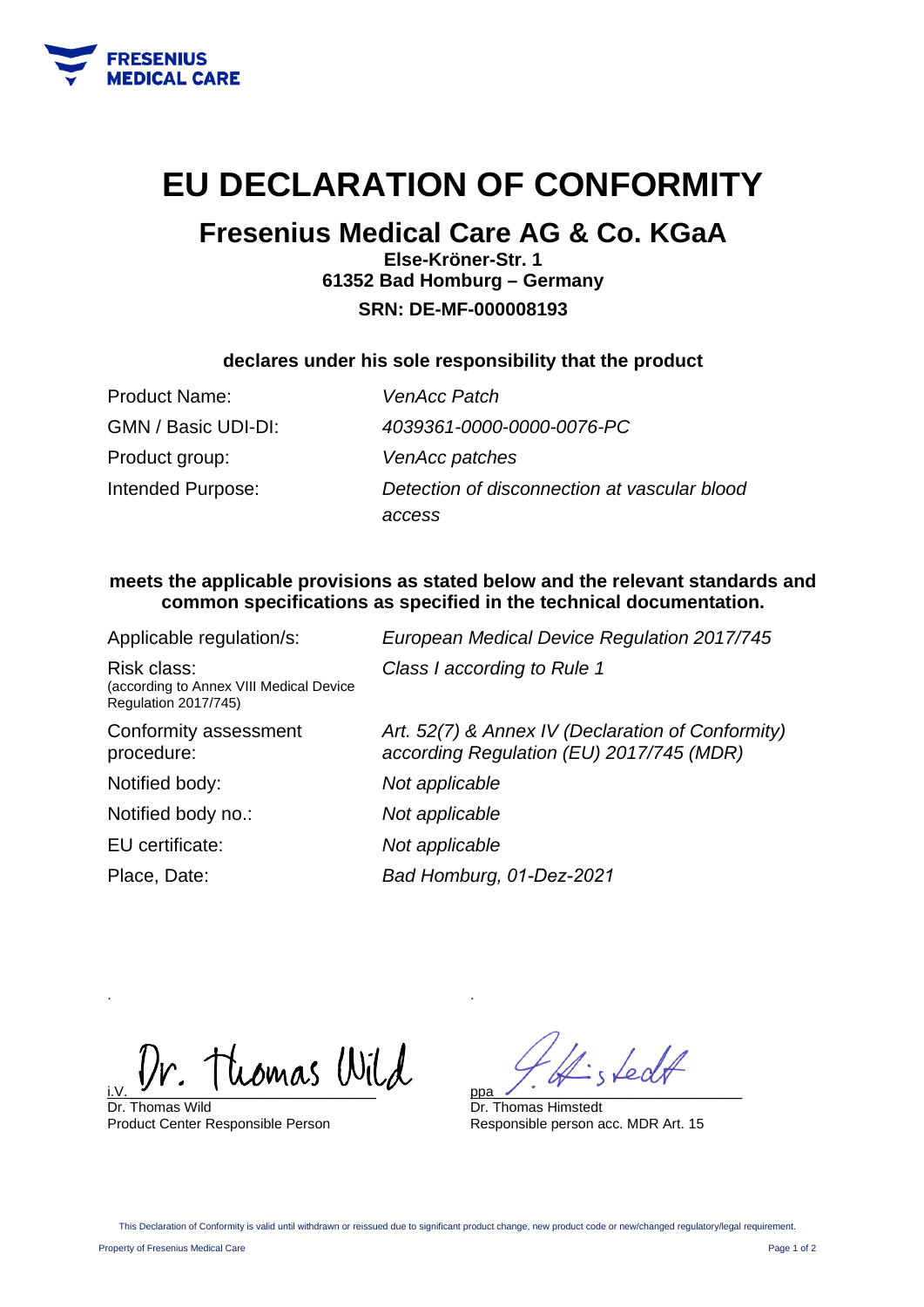FRESENIUS MEDICAL CARE

# EU DECLARATION OF CONFORMITY

## Fresenius Medical Care AG & Co. KGaA

**Else-Kröner-Str. 1**
**61352 Bad Homburg – Germany**
**SRN: DE-MF-000008193**

**declares under his sole responsibility that the product**

| | |
|---|---|
| Product Name: | *VenAcc Patch* |
| GMN / Basic UDI-DI: | *4039361-0000-0000-0076-PC* |
| Product group: | *VenAcc patches* |
| Intended Purpose: | *Detection of disconnection at vascular blood access* |

**meets the applicable provisions as stated below and the relevant standards and common specifications as specified in the technical documentation.**

| | |
|---|---|
| Applicable regulation/s: | *European Medical Device Regulation 2017/745* |
| Risk class: (according to Annex VIII Medical Device Regulation 2017/745) | *Class I according to Rule 1* |
| Conformity assessment procedure: | *Art. 52(7) & Annex IV (Declaration of Conformity) according Regulation (EU) 2017/745 (MDR)* |
| Notified body: | *Not applicable* |
| Notified body no.: | *Not applicable* |
| EU certificate: | *Not applicable* |
| Place, Date: | *Bad Homburg, 01-Dez-2021* |

i.V. Dr. Thomas Wild
Dr. Thomas Wild
Product Center Responsible Person

ppa
Dr. Thomas Himstedt
Responsible person acc. MDR Art. 15

This Declaration of Conformity is valid until withdrawn or reissued due to significant product change, new product code or new/changed regulatory/legal requirement.

Property of Fresenius Medical Care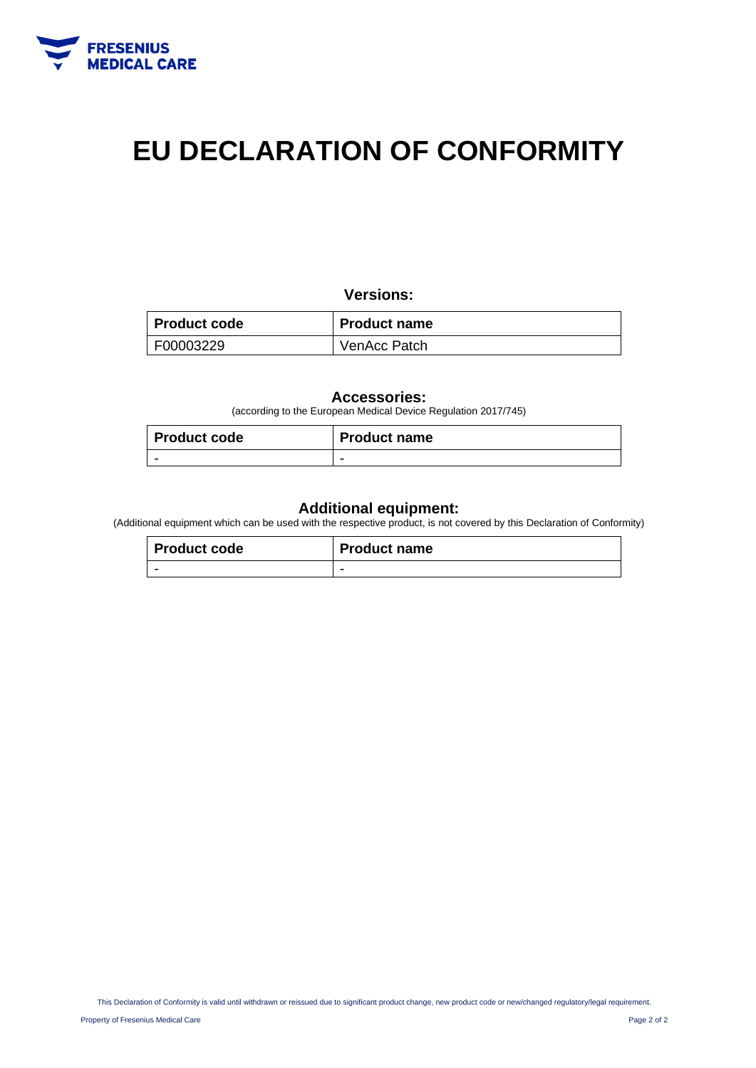# EU DECLARATION OF CONFORMITY

## Versions:

| Product code | Product name |
|---|---|
| F00003229 | VenAcc Patch |

## Accessories:

(according to the European Medical Device Regulation 2017/745)

| Product code | Product name |
|---|---|
| - | - |

## Additional equipment:

(Additional equipment which can be used with the respective product, is not covered by this Declaration of Conformity)

| Product code | Product name |
|---|---|
| - | - |

This Declaration of Conformity is valid until withdrawn or reissued due to significant product change, new product code or new/changed regulatory/legal requirement.